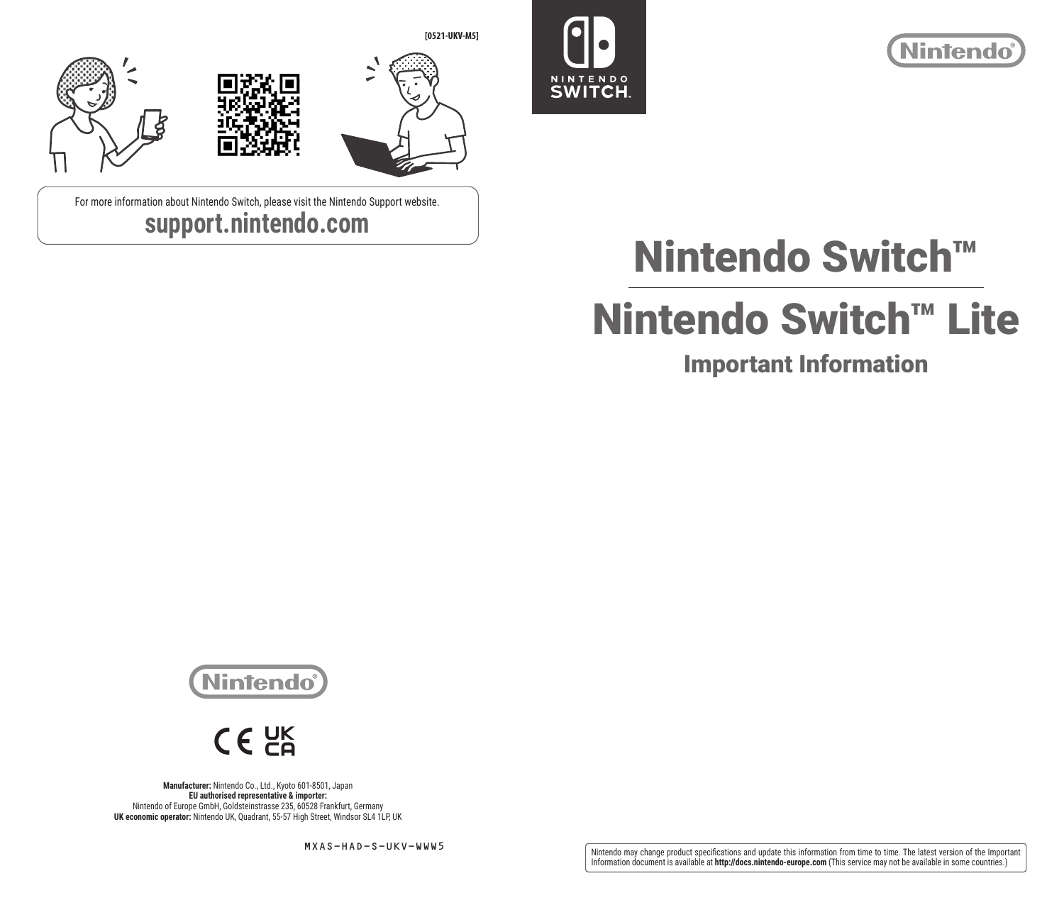[0521-UKV-M5]

For more information about Nintendo Switch, please visit the Nintendo Support website.

**support.nintendo.com**

**Manufacturer:** Nintendo Co., Ltd., Kyoto 601-8501, Japan
**EU authorised representative & importer:**
Nintendo of Europe GmbH, Goldsteinstrasse 235, 60528 Frankfurt, Germany
**UK economic operator:** Nintendo UK, Quadrant, 55-57 High Street, Windsor SL4 1LP, UK

MXAS-HAD-S-UKV-WWW5

# Nintendo Switch™

# Nintendo Switch™ Lite

## Important Information

Nintendo may change product specifications and update this information from time to time. The latest version of the Important Information document is available at **http://docs.nintendo-europe.com** (This service may not be available in some countries.)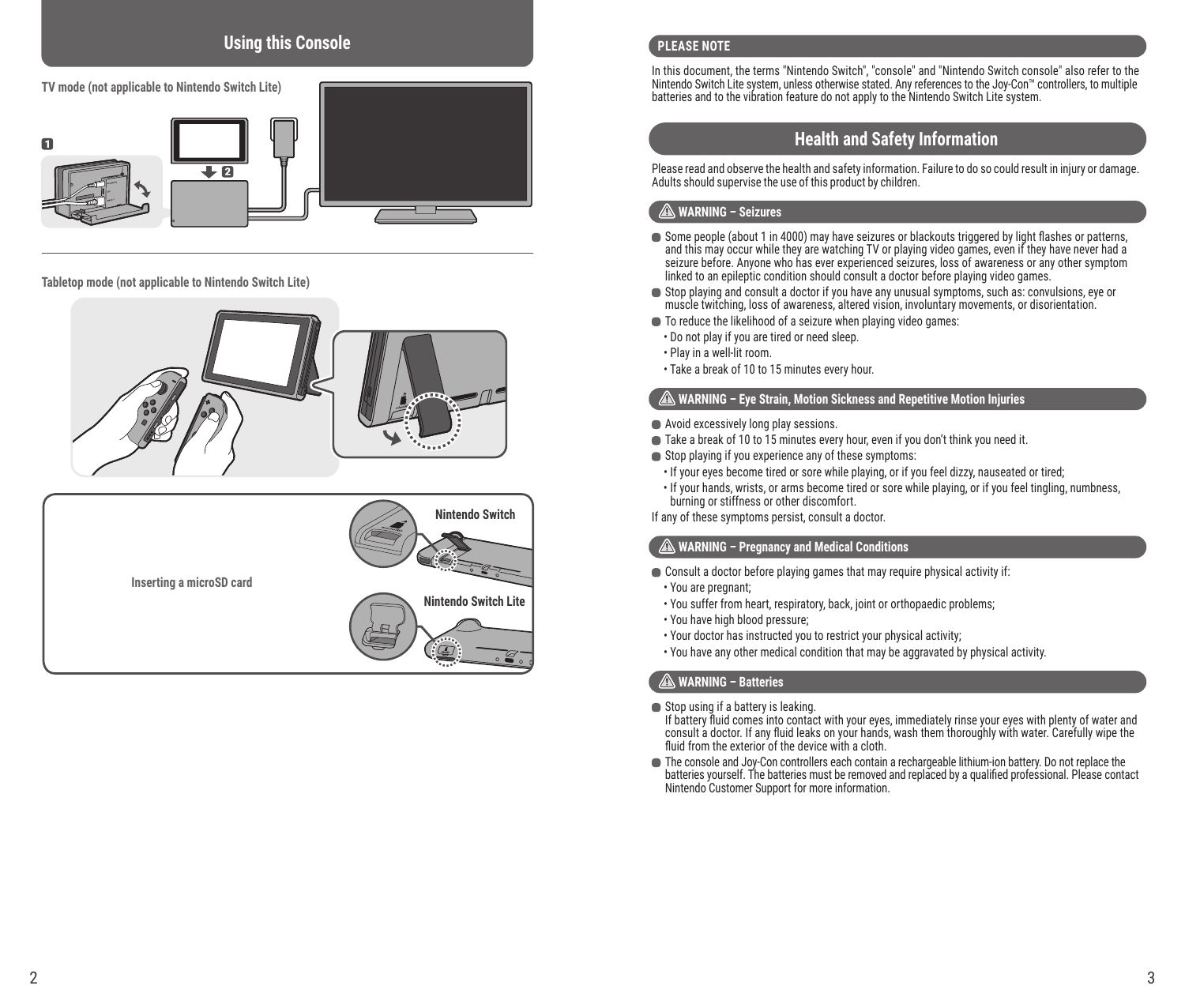## Using this Console

**TV mode (not applicable to Nintendo Switch Lite)**

**Tabletop mode (not applicable to Nintendo Switch Lite)**

**Inserting a microSD card**

**Nintendo Switch**

**Nintendo Switch Lite**

**PLEASE NOTE**

In this document, the terms "Nintendo Switch", "console" and "Nintendo Switch console" also refer to the Nintendo Switch Lite system, unless otherwise stated. Any references to the Joy-Con™ controllers, to multiple batteries and to the vibration feature do not apply to the Nintendo Switch Lite system.

## Health and Safety Information

Please read and observe the health and safety information. Failure to do so could result in injury or damage. Adults should supervise the use of this product by children.

### ⚠ WARNING – Seizures

- Some people (about 1 in 4000) may have seizures or blackouts triggered by light flashes or patterns, and this may occur while they are watching TV or playing video games, even if they have never had a seizure before. Anyone who has ever experienced seizures, loss of awareness or any other symptom linked to an epileptic condition should consult a doctor before playing video games.
- Stop playing and consult a doctor if you have any unusual symptoms, such as: convulsions, eye or muscle twitching, loss of awareness, altered vision, involuntary movements, or disorientation.
- To reduce the likelihood of a seizure when playing video games:
  - Do not play if you are tired or need sleep.
  - Play in a well-lit room.
  - Take a break of 10 to 15 minutes every hour.

### ⚠ WARNING – Eye Strain, Motion Sickness and Repetitive Motion Injuries

- Avoid excessively long play sessions.
- Take a break of 10 to 15 minutes every hour, even if you don't think you need it.
- Stop playing if you experience any of these symptoms:
  - If your eyes become tired or sore while playing, or if you feel dizzy, nauseated or tired;
  - If your hands, wrists, or arms become tired or sore while playing, or if you feel tingling, numbness, burning or stiffness or other discomfort.

If any of these symptoms persist, consult a doctor.

### ⚠ WARNING – Pregnancy and Medical Conditions

- Consult a doctor before playing games that may require physical activity if:
  - You are pregnant;
  - You suffer from heart, respiratory, back, joint or orthopaedic problems;
  - You have high blood pressure;
  - Your doctor has instructed you to restrict your physical activity;
  - You have any other medical condition that may be aggravated by physical activity.

### ⚠ WARNING – Batteries

- Stop using if a battery is leaking.
  If battery fluid comes into contact with your eyes, immediately rinse your eyes with plenty of water and consult a doctor. If any fluid leaks on your hands, wash them thoroughly with water. Carefully wipe the fluid from the exterior of the device with a cloth.
- The console and Joy-Con controllers each contain a rechargeable lithium-ion battery. Do not replace the batteries yourself. The batteries must be removed and replaced by a qualified professional. Please contact Nintendo Customer Support for more information.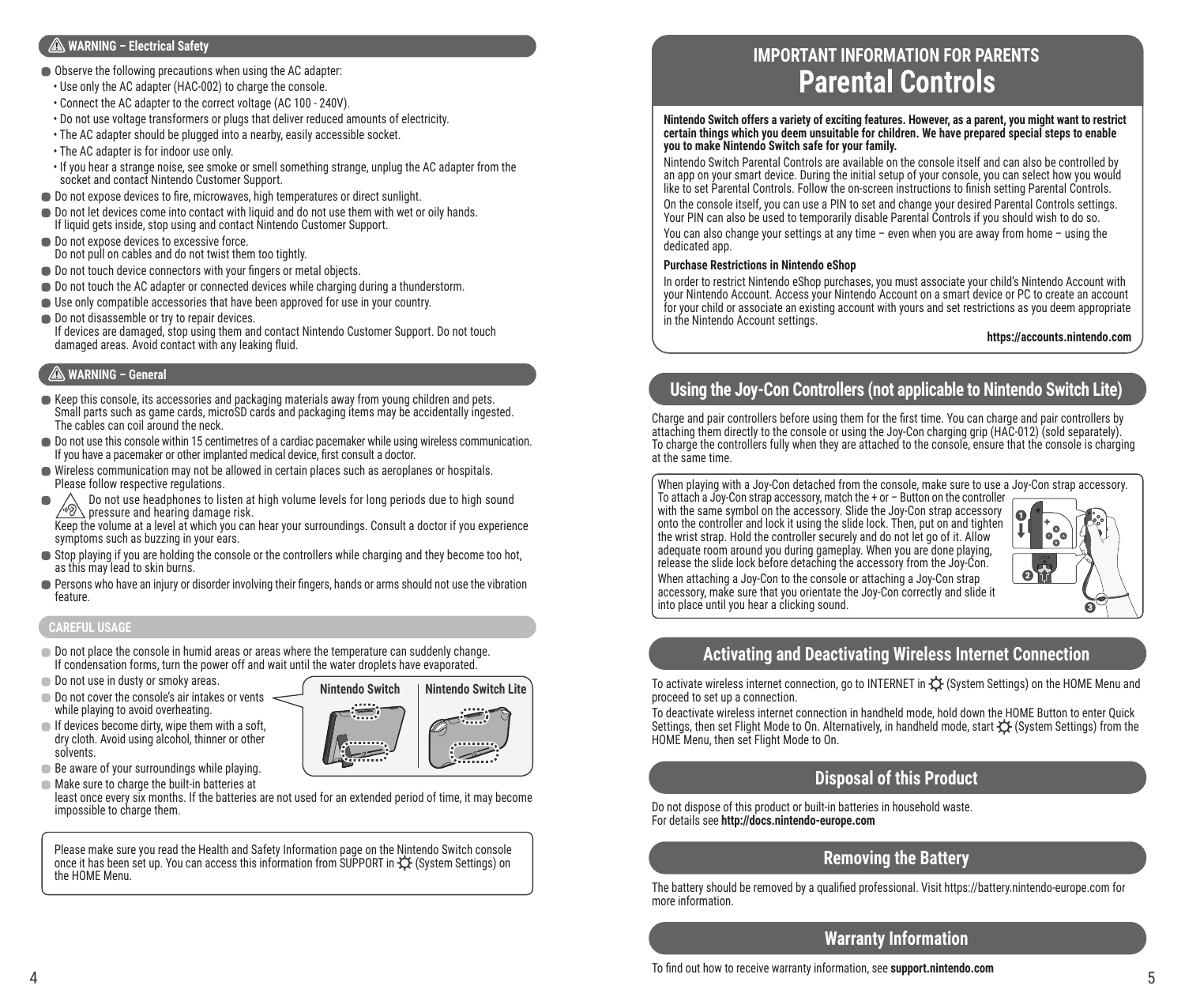## ⚠ WARNING – Electrical Safety

- Observe the following precautions when using the AC adapter:
  - Use only the AC adapter (HAC-002) to charge the console.
  - Connect the AC adapter to the correct voltage (AC 100 - 240V).
  - Do not use voltage transformers or plugs that deliver reduced amounts of electricity.
  - The AC adapter should be plugged into a nearby, easily accessible socket.
  - The AC adapter is for indoor use only.
  - If you hear a strange noise, see smoke or smell something strange, unplug the AC adapter from the socket and contact Nintendo Customer Support.
- Do not expose devices to fire, microwaves, high temperatures or direct sunlight.
- Do not let devices come into contact with liquid and do not use them with wet or oily hands. If liquid gets inside, stop using and contact Nintendo Customer Support.
- Do not expose devices to excessive force. Do not pull on cables and do not twist them too tightly.
- Do not touch device connectors with your fingers or metal objects.
- Do not touch the AC adapter or connected devices while charging during a thunderstorm.
- Use only compatible accessories that have been approved for use in your country.
- Do not disassemble or try to repair devices. If devices are damaged, stop using them and contact Nintendo Customer Support. Do not touch damaged areas. Avoid contact with any leaking fluid.

## ⚠ WARNING – General

- Keep this console, its accessories and packaging materials away from young children and pets. Small parts such as game cards, microSD cards and packaging items may be accidentally ingested. The cables can coil around the neck.
- Do not use this console within 15 centimetres of a cardiac pacemaker while using wireless communication. If you have a pacemaker or other implanted medical device, first consult a doctor.
- Wireless communication may not be allowed in certain places such as aeroplanes or hospitals. Please follow respective regulations.
- Do not use headphones to listen at high volume levels for long periods due to high sound pressure and hearing damage risk. Keep the volume at a level at which you can hear your surroundings. Consult a doctor if you experience symptoms such as buzzing in your ears.
- Stop playing if you are holding the console or the controllers while charging and they become too hot, as this may lead to skin burns.
- Persons who have an injury or disorder involving their fingers, hands or arms should not use the vibration feature.

## CAREFUL USAGE

- Do not place the console in humid areas or areas where the temperature can suddenly change. If condensation forms, turn the power off and wait until the water droplets have evaporated.
- Do not use in dusty or smoky areas.
- Do not cover the console's air intakes or vents while playing to avoid overheating.
- If devices become dirty, wipe them with a soft, dry cloth. Avoid using alcohol, thinner or other solvents.
- Be aware of your surroundings while playing.
- Make sure to charge the built-in batteries at least once every six months. If the batteries are not used for an extended period of time, it may become impossible to charge them.

Nintendo Switch | Nintendo Switch Lite

Please make sure you read the Health and Safety Information page on the Nintendo Switch console once it has been set up. You can access this information from SUPPORT in (System Settings) on the HOME Menu.

## IMPORTANT INFORMATION FOR PARENTS
# Parental Controls

**Nintendo Switch offers a variety of exciting features. However, as a parent, you might want to restrict certain things which you deem unsuitable for children. We have prepared special steps to enable you to make Nintendo Switch safe for your family.**

Nintendo Switch Parental Controls are available on the console itself and can also be controlled by an app on your smart device. During the initial setup of your console, you can select how you would like to set Parental Controls. Follow the on-screen instructions to finish setting Parental Controls.

On the console itself, you can use a PIN to set and change your desired Parental Controls settings. Your PIN can also be used to temporarily disable Parental Controls if you should wish to do so.

You can also change your settings at any time – even when you are away from home – using the dedicated app.

**Purchase Restrictions in Nintendo eShop**

In order to restrict Nintendo eShop purchases, you must associate your child's Nintendo Account with your Nintendo Account. Access your Nintendo Account on a smart device or PC to create an account for your child or associate an existing account with yours and set restrictions as you deem appropriate in the Nintendo Account settings.

**https://accounts.nintendo.com**

## Using the Joy-Con Controllers (not applicable to Nintendo Switch Lite)

Charge and pair controllers before using them for the first time. You can charge and pair controllers by attaching them directly to the console or using the Joy-Con charging grip (HAC-012) (sold separately). To charge the controllers fully when they are attached to the console, ensure that the console is charging at the same time.

When playing with a Joy-Con detached from the console, make sure to use a Joy-Con strap accessory. To attach a Joy-Con strap accessory, match the + or − Button on the controller with the same symbol on the accessory. Slide the Joy-Con strap accessory onto the controller and lock it using the slide lock. Then, put on and tighten the wrist strap. Hold the controller securely and do not let go of it. Allow adequate room around you during gameplay. When you are done playing, release the slide lock before detaching the accessory from the Joy-Con.

When attaching a Joy-Con to the console or attaching a Joy-Con strap accessory, make sure that you orientate the Joy-Con correctly and slide it into place until you hear a clicking sound.

## Activating and Deactivating Wireless Internet Connection

To activate wireless internet connection, go to INTERNET in (System Settings) on the HOME Menu and proceed to set up a connection.

To deactivate wireless internet connection in handheld mode, hold down the HOME Button to enter Quick Settings, then set Flight Mode to On. Alternatively, in handheld mode, start (System Settings) from the HOME Menu, then set Flight Mode to On.

## Disposal of this Product

Do not dispose of this product or built-in batteries in household waste.
For details see **http://docs.nintendo-europe.com**

## Removing the Battery

The battery should be removed by a qualified professional. Visit https://battery.nintendo-europe.com for more information.

## Warranty Information

To find out how to receive warranty information, see **support.nintendo.com**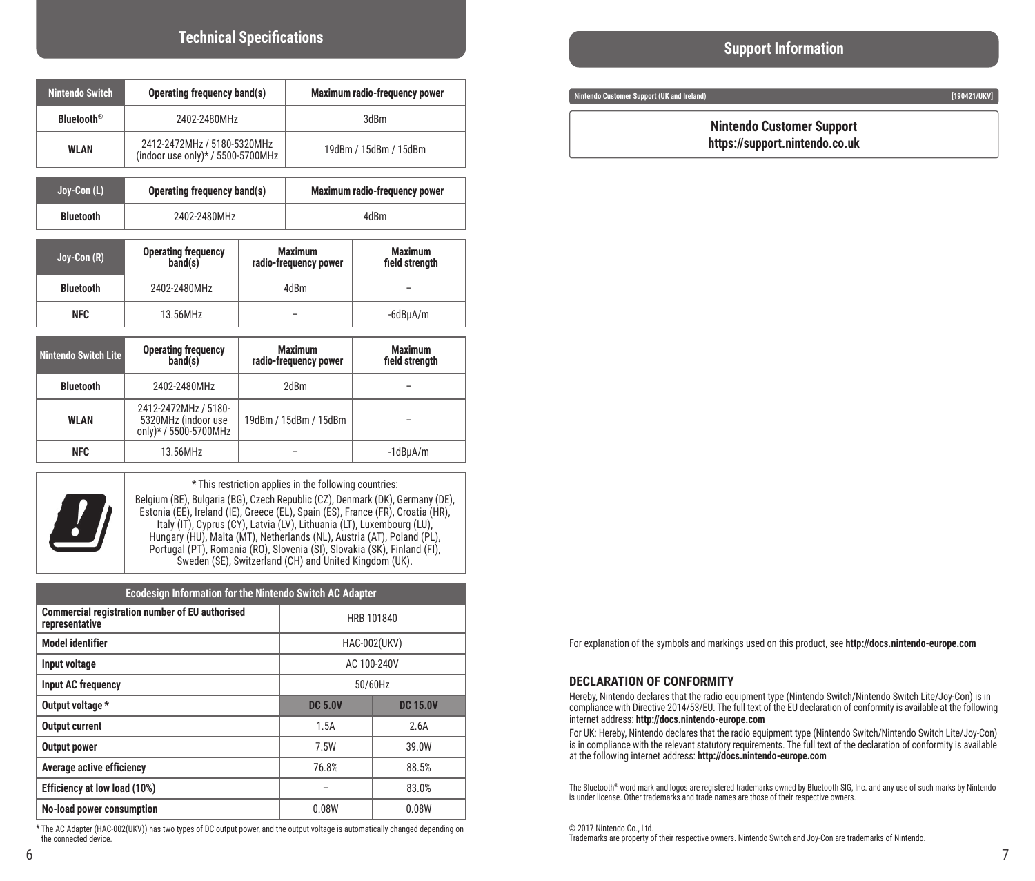## Technical Specifications

| Nintendo Switch | Operating frequency band(s) | Maximum radio-frequency power |
|---|---|---|
| Bluetooth® | 2402-2480MHz | 3dBm |
| WLAN | 2412-2472MHz / 5180-5320MHz (indoor use only)* / 5500-5700MHz | 19dBm / 15dBm / 15dBm |

| Joy-Con (L) | Operating frequency band(s) | Maximum radio-frequency power |
|---|---|---|
| Bluetooth | 2402-2480MHz | 4dBm |

| Joy-Con (R) | Operating frequency band(s) | Maximum radio-frequency power | Maximum field strength |
|---|---|---|---|
| Bluetooth | 2402-2480MHz | 4dBm | – |
| NFC | 13.56MHz | – | -6dBμA/m |

| Nintendo Switch Lite | Operating frequency band(s) | Maximum radio-frequency power | Maximum field strength |
|---|---|---|---|
| Bluetooth | 2402-2480MHz | 2dBm | – |
| WLAN | 2412-2472MHz / 5180-5320MHz (indoor use only)* / 5500-5700MHz | 19dBm / 15dBm / 15dBm | – |
| NFC | 13.56MHz | – | -1dBμA/m |

* This restriction applies in the following countries:

Belgium (BE), Bulgaria (BG), Czech Republic (CZ), Denmark (DK), Germany (DE), Estonia (EE), Ireland (IE), Greece (EL), Spain (ES), France (FR), Croatia (HR), Italy (IT), Cyprus (CY), Latvia (LV), Lithuania (LT), Luxembourg (LU), Hungary (HU), Malta (MT), Netherlands (NL), Austria (AT), Poland (PL), Portugal (PT), Romania (RO), Slovenia (SI), Slovakia (SK), Finland (FI), Sweden (SE), Switzerland (CH) and United Kingdom (UK).

| Ecodesign Information for the Nintendo Switch AC Adapter | | |
|---|---|---|
| Commercial registration number of EU authorised representative | HRB 101840 | |
| Model identifier | HAC-002(UKV) | |
| Input voltage | AC 100-240V | |
| Input AC frequency | 50/60Hz | |
| Output voltage * | DC 5.0V | DC 15.0V |
| Output current | 1.5A | 2.6A |
| Output power | 7.5W | 39.0W |
| Average active efficiency | 76.8% | 88.5% |
| Efficiency at low load (10%) | – | 83.0% |
| No-load power consumption | 0.08W | 0.08W |

* The AC Adapter (HAC-002(UKV)) has two types of DC output power, and the output voltage is automatically changed depending on the connected device.

## Support Information

**Nintendo Customer Support (UK and Ireland)** **[190421/UKV]**

**Nintendo Customer Support**
**https://support.nintendo.co.uk**

For explanation of the symbols and markings used on this product, see **http://docs.nintendo-europe.com**

### DECLARATION OF CONFORMITY

Hereby, Nintendo declares that the radio equipment type (Nintendo Switch/Nintendo Switch Lite/Joy-Con) is in compliance with Directive 2014/53/EU. The full text of the EU declaration of conformity is available at the following internet address: **http://docs.nintendo-europe.com**

For UK: Hereby, Nintendo declares that the radio equipment type (Nintendo Switch/Nintendo Switch Lite/Joy-Con) is in compliance with the relevant statutory requirements. The full text of the declaration of conformity is available at the following internet address: **http://docs.nintendo-europe.com**

The Bluetooth® word mark and logos are registered trademarks owned by Bluetooth SIG, Inc. and any use of such marks by Nintendo is under license. Other trademarks and trade names are those of their respective owners.

© 2017 Nintendo Co., Ltd.
Trademarks are property of their respective owners. Nintendo Switch and Joy-Con are trademarks of Nintendo.